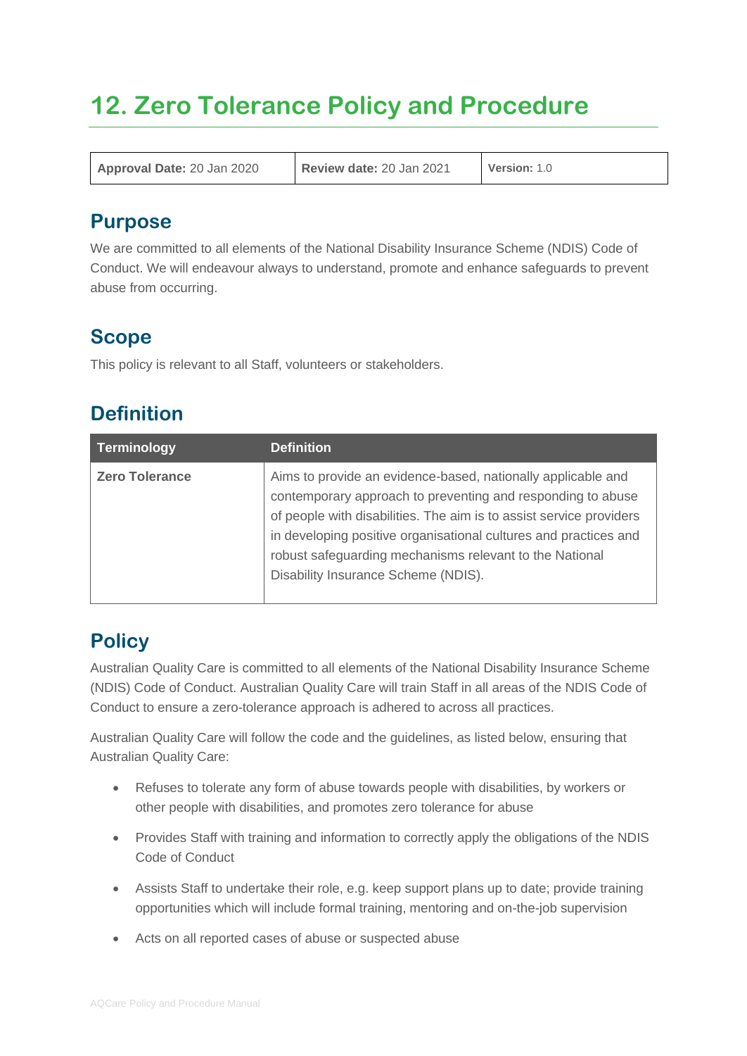# 12. Zero Tolerance Policy and Procedure

| **Approval Date:** 20 Jan 2020 | **Review date:** 20 Jan 2021 | **Version:** 1.0 |
|---|---|---|

## Purpose

We are committed to all elements of the National Disability Insurance Scheme (NDIS) Code of Conduct. We will endeavour always to understand, promote and enhance safeguards to prevent abuse from occurring.

## Scope

This policy is relevant to all Staff, volunteers or stakeholders.

## Definition

| Terminology | Definition |
|---|---|
| **Zero Tolerance** | Aims to provide an evidence-based, nationally applicable and contemporary approach to preventing and responding to abuse of people with disabilities. The aim is to assist service providers in developing positive organisational cultures and practices and robust safeguarding mechanisms relevant to the National Disability Insurance Scheme (NDIS). |

## Policy

Australian Quality Care is committed to all elements of the National Disability Insurance Scheme (NDIS) Code of Conduct. Australian Quality Care will train Staff in all areas of the NDIS Code of Conduct to ensure a zero-tolerance approach is adhered to across all practices.

Australian Quality Care will follow the code and the guidelines, as listed below, ensuring that Australian Quality Care:

- Refuses to tolerate any form of abuse towards people with disabilities, by workers or other people with disabilities, and promotes zero tolerance for abuse
- Provides Staff with training and information to correctly apply the obligations of the NDIS Code of Conduct
- Assists Staff to undertake their role, e.g. keep support plans up to date; provide training opportunities which will include formal training, mentoring and on-the-job supervision
- Acts on all reported cases of abuse or suspected abuse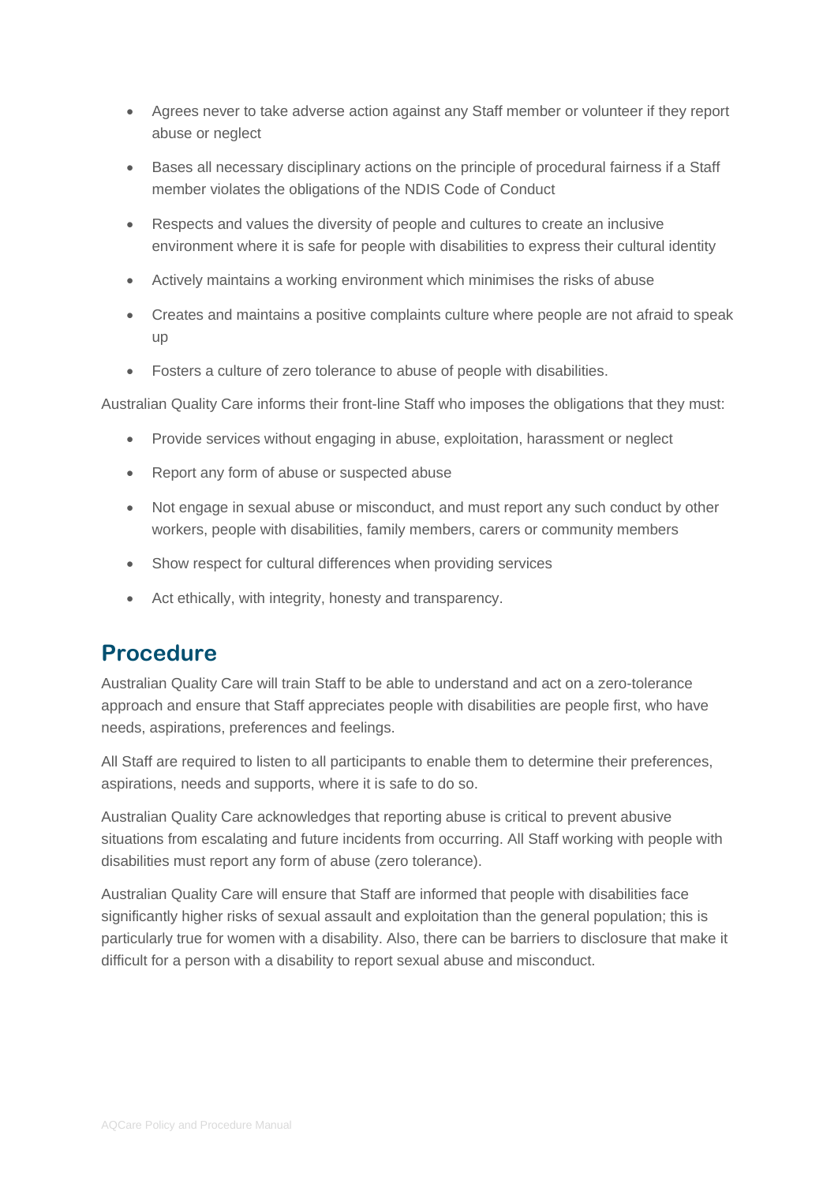- Agrees never to take adverse action against any Staff member or volunteer if they report abuse or neglect
- Bases all necessary disciplinary actions on the principle of procedural fairness if a Staff member violates the obligations of the NDIS Code of Conduct
- Respects and values the diversity of people and cultures to create an inclusive environment where it is safe for people with disabilities to express their cultural identity
- Actively maintains a working environment which minimises the risks of abuse
- Creates and maintains a positive complaints culture where people are not afraid to speak up
- Fosters a culture of zero tolerance to abuse of people with disabilities.

Australian Quality Care informs their front-line Staff who imposes the obligations that they must:

- Provide services without engaging in abuse, exploitation, harassment or neglect
- Report any form of abuse or suspected abuse
- Not engage in sexual abuse or misconduct, and must report any such conduct by other workers, people with disabilities, family members, carers or community members
- Show respect for cultural differences when providing services
- Act ethically, with integrity, honesty and transparency.

## Procedure

Australian Quality Care will train Staff to be able to understand and act on a zero-tolerance approach and ensure that Staff appreciates people with disabilities are people first, who have needs, aspirations, preferences and feelings.

All Staff are required to listen to all participants to enable them to determine their preferences, aspirations, needs and supports, where it is safe to do so.

Australian Quality Care acknowledges that reporting abuse is critical to prevent abusive situations from escalating and future incidents from occurring. All Staff working with people with disabilities must report any form of abuse (zero tolerance).

Australian Quality Care will ensure that Staff are informed that people with disabilities face significantly higher risks of sexual assault and exploitation than the general population; this is particularly true for women with a disability. Also, there can be barriers to disclosure that make it difficult for a person with a disability to report sexual abuse and misconduct.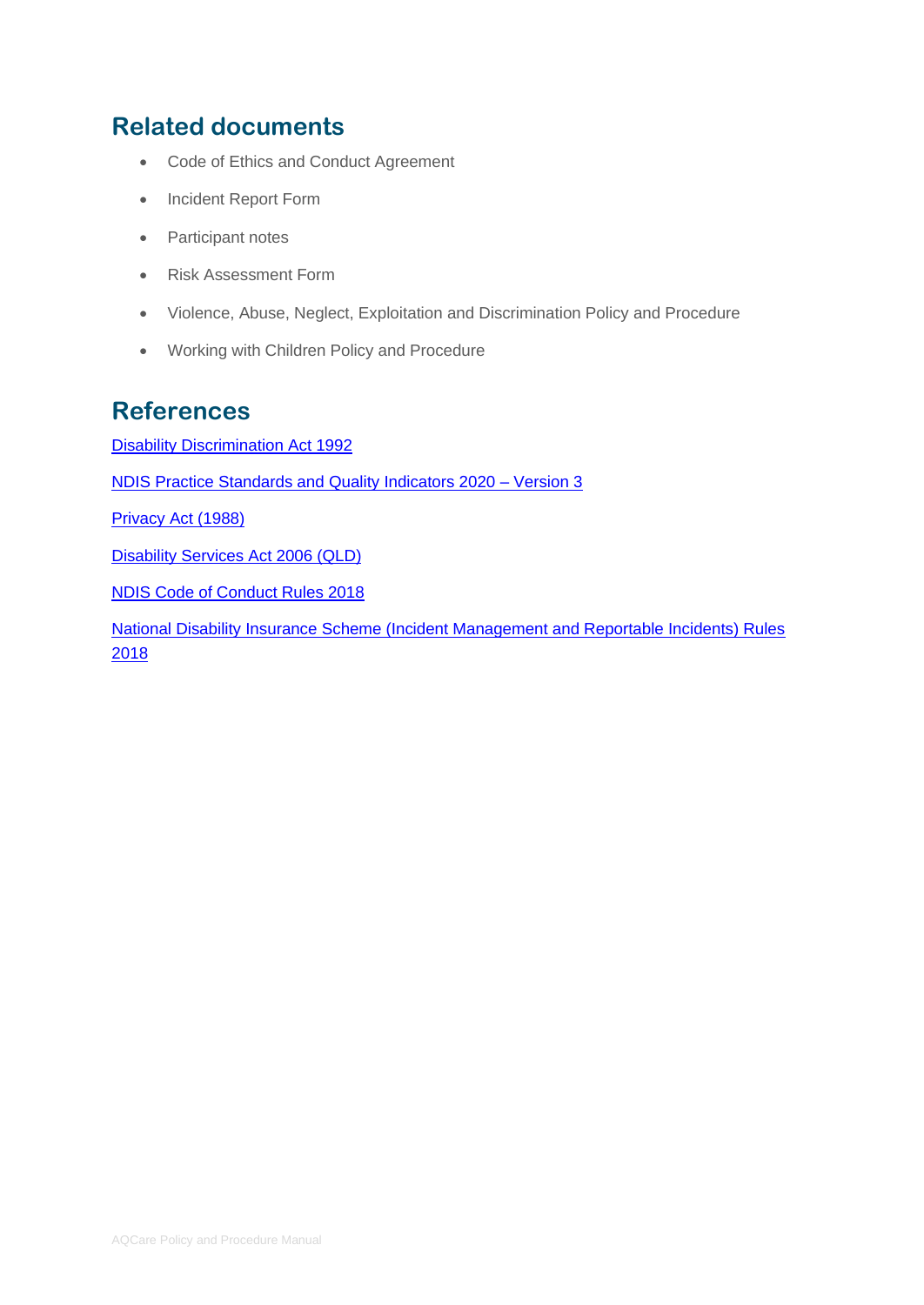## Related documents

- Code of Ethics and Conduct Agreement
- Incident Report Form
- Participant notes
- Risk Assessment Form
- Violence, Abuse, Neglect, Exploitation and Discrimination Policy and Procedure
- Working with Children Policy and Procedure

## References

Disability Discrimination Act 1992

NDIS Practice Standards and Quality Indicators 2020 – Version 3

Privacy Act (1988)

Disability Services Act 2006 (QLD)

NDIS Code of Conduct Rules 2018

National Disability Insurance Scheme (Incident Management and Reportable Incidents) Rules 2018